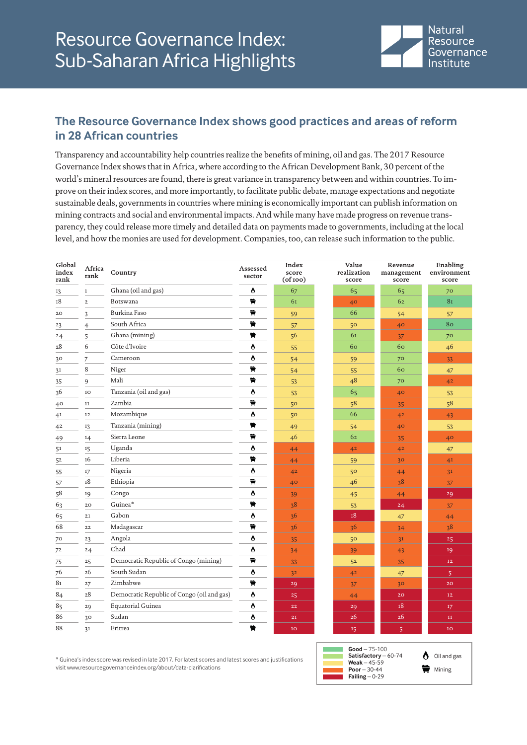# Resource Governance Index: Sub-Saharan Africa Highlights

Natural Resource Governance Institute

## The Resource Governance Index shows good practices and areas of reform in 28 African countries

Transparency and accountability help countries realize the benefits of mining, oil and gas. The 2017 Resource Governance Index shows that in Africa, where according to the African Development Bank, 30 percent of the world's mineral resources are found, there is great variance in transparency between and within countries. To improve on their index scores, and more importantly, to facilitate public debate, manage expectations and negotiate sustainable deals, governments in countries where mining is economically important can publish information on mining contracts and social and environmental impacts. And while many have made progress on revenue transparency, they could release more timely and detailed data on payments made to governments, including at the local level, and how the monies are used for development. Companies, too, can release such information to the public.

| Global index rank | Africa rank | Country | Assessed sector | Index score (of 100) | Value realization score | Revenue management score | Enabling environment score |
|---|---|---|---|---|---|---|---|
| 13 | 1 | Ghana (oil and gas) | Oil and gas | 67 | 65 | 65 | 70 |
| 18 | 2 | Botswana | Mining | 61 | 40 | 62 | 81 |
| 20 | 3 | Burkina Faso | Mining | 59 | 66 | 54 | 57 |
| 23 | 4 | South Africa | Mining | 57 | 50 | 40 | 80 |
| 24 | 5 | Ghana (mining) | Mining | 56 | 61 | 37 | 70 |
| 28 | 6 | Côte d'Ivoire | Oil and gas | 55 | 60 | 60 | 46 |
| 30 | 7 | Cameroon | Oil and gas | 54 | 59 | 70 | 33 |
| 31 | 8 | Niger | Mining | 54 | 55 | 60 | 47 |
| 35 | 9 | Mali | Mining | 53 | 48 | 70 | 42 |
| 36 | 10 | Tanzania (oil and gas) | Oil and gas | 53 | 65 | 40 | 53 |
| 40 | 11 | Zambia | Mining | 50 | 58 | 35 | 58 |
| 41 | 12 | Mozambique | Oil and gas | 50 | 66 | 42 | 43 |
| 42 | 13 | Tanzania (mining) | Mining | 49 | 54 | 40 | 53 |
| 49 | 14 | Sierra Leone | Mining | 46 | 62 | 35 | 40 |
| 51 | 15 | Uganda | Oil and gas | 44 | 42 | 42 | 47 |
| 52 | 16 | Liberia | Mining | 44 | 59 | 30 | 41 |
| 55 | 17 | Nigeria | Oil and gas | 42 | 50 | 44 | 31 |
| 57 | 18 | Ethiopia | Mining | 40 | 46 | 38 | 37 |
| 58 | 19 | Congo | Oil and gas | 39 | 45 | 44 | 29 |
| 63 | 20 | Guinea* | Mining | 38 | 53 | 24 | 37 |
| 65 | 21 | Gabon | Oil and gas | 36 | 18 | 47 | 44 |
| 68 | 22 | Madagascar | Mining | 36 | 36 | 34 | 38 |
| 70 | 23 | Angola | Oil and gas | 35 | 50 | 31 | 25 |
| 72 | 24 | Chad | Oil and gas | 34 | 39 | 43 | 19 |
| 75 | 25 | Democratic Republic of Congo (mining) | Mining | 33 | 52 | 35 | 12 |
| 76 | 26 | South Sudan | Oil and gas | 32 | 42 | 47 | 5 |
| 81 | 27 | Zimbabwe | Mining | 29 | 37 | 30 | 20 |
| 84 | 28 | Democratic Republic of Congo (oil and gas) | Oil and gas | 25 | 44 | 20 | 12 |
| 85 | 29 | Equatorial Guinea | Oil and gas | 22 | 29 | 18 | 17 |
| 86 | 30 | Sudan | Oil and gas | 21 | 26 | 26 | 11 |
| 88 | 31 | Eritrea | Mining | 10 | 15 | 5 | 10 |

\* Guinea's index score was revised in late 2017. For latest scores and latest scores and justifications visit www.resourcegovernanceindex.org/about/data-clarifications

**Good** – 75-100
**Satisfactory** – 60-74
**Weak** – 45-59
**Poor** – 30-44
**Failing** – 0-29

Oil and gas
Mining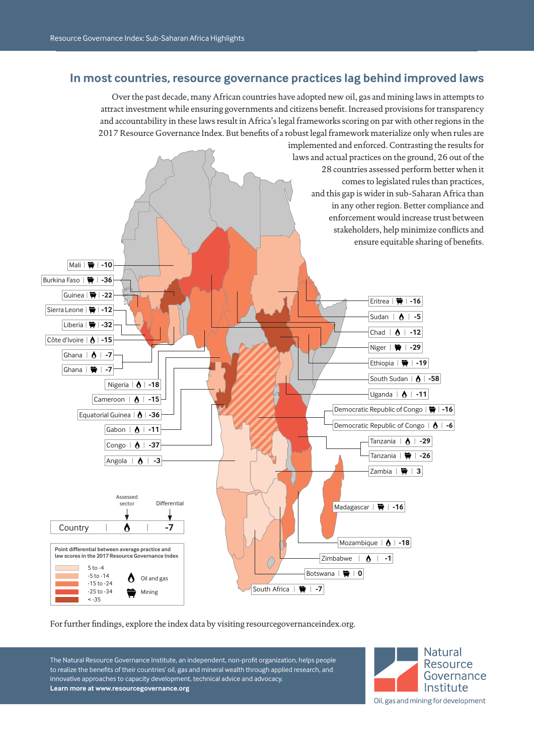## In most countries, resource governance practices lag behind improved laws

Over the past decade, many African countries have adopted new oil, gas and mining laws in attempts to attract investment while ensuring governments and citizens benefit. Increased provisions for transparency and accountability in these laws result in Africa's legal frameworks scoring on par with other regions in the 2017 Resource Governance Index. But benefits of a robust legal framework materialize only when rules are implemented and enforced. Contrasting the results for laws and actual practices on the ground, 26 out of the 28 countries assessed perform better when it comes to legislated rules than practices, and this gap is wider in sub-Saharan Africa than in any other region. Better compliance and enforcement would increase trust between stakeholders, help minimize conflicts and ensure equitable sharing of benefits.

Mali | Mining | -10
Burkina Faso | Mining | -36
Guinea | Mining | -22
Sierra Leone | Mining | -12
Liberia | Mining | -32
Côte d'Ivoire | Oil and gas | -15
Ghana | Oil and gas | -7
Ghana | Mining | -7
Nigeria | Oil and gas | -18
Cameroon | Oil and gas | -15
Equatorial Guinea | Oil and gas | -36
Gabon | Oil and gas | -11
Congo | Oil and gas | -37
Angola | Oil and gas | -3
Eritrea | Mining | -16
Sudan | Oil and gas | -5
Chad | Oil and gas | -12
Niger | Mining | -29
Ethiopia | Mining | -19
South Sudan | Oil and gas | -58
Uganda | Oil and gas | -11
Democratic Republic of Congo | Mining | -16
Democratic Republic of Congo | Oil and gas | -6
Tanzania | Oil and gas | -29
Tanzania | Mining | -26
Zambia | Mining | 3
Madagascar | Mining | -16
Mozambique | Oil and gas | -18
Zimbabwe | Oil and gas | -1
Botswana | Mining | 0
South Africa | Mining | -7

Assessed sector
Differential
Country | Oil and gas | -7

Point differential between average practice and law scores in the 2017 Resource Governance Index

5 to -4
-5 to -14
-15 to -24
-25 to -34
< -35

Oil and gas
Mining

For further findings, explore the index data by visiting resourcegovernanceindex.org.

The Natural Resource Governance Institute, an independent, non-profit organization, helps people to realize the benefits of their countries' oil, gas and mineral wealth through applied research, and innovative approaches to capacity development, technical advice and advocacy.
**Learn more at www.resourcegovernance.org**

Natural Resource Governance Institute
Oil, gas and mining for development